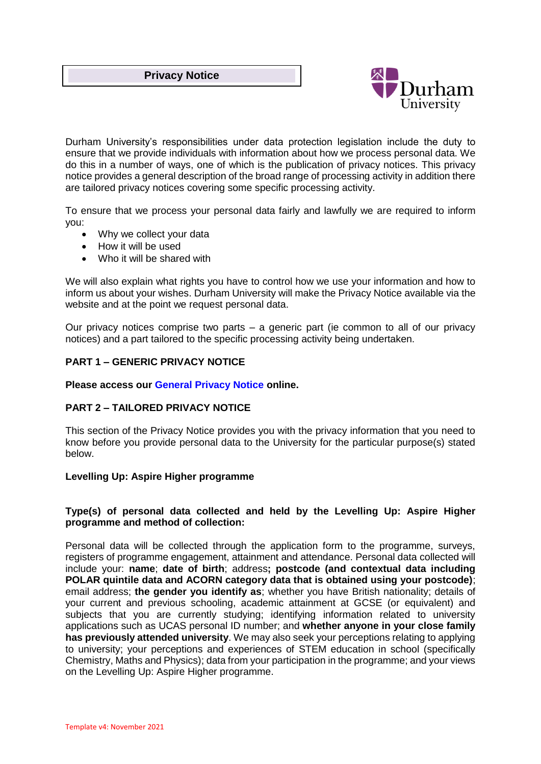# Privacy Notice

Durham University's responsibilities under data protection legislation include the duty to ensure that we provide individuals with information about how we process personal data. We do this in a number of ways, one of which is the publication of privacy notices. This privacy notice provides a general description of the broad range of processing activity in addition there are tailored privacy notices covering some specific processing activity.

To ensure that we process your personal data fairly and lawfully we are required to inform you:

- Why we collect your data
- How it will be used
- Who it will be shared with

We will also explain what rights you have to control how we use your information and how to inform us about your wishes. Durham University will make the Privacy Notice available via the website and at the point we request personal data.

Our privacy notices comprise two parts – a generic part (ie common to all of our privacy notices) and a part tailored to the specific processing activity being undertaken.

## PART 1 – GENERIC PRIVACY NOTICE

**Please access our General Privacy Notice online.**

## PART 2 – TAILORED PRIVACY NOTICE

This section of the Privacy Notice provides you with the privacy information that you need to know before you provide personal data to the University for the particular purpose(s) stated below.

### Levelling Up: Aspire Higher programme

**Type(s) of personal data collected and held by the Levelling Up: Aspire Higher programme and method of collection:**

Personal data will be collected through the application form to the programme, surveys, registers of programme engagement, attainment and attendance. Personal data collected will include your: **name**; **date of birth**; address**; postcode (and contextual data including POLAR quintile data and ACORN category data that is obtained using your postcode)**; email address; **the gender you identify as**; whether you have British nationality; details of your current and previous schooling, academic attainment at GCSE (or equivalent) and subjects that you are currently studying; identifying information related to university applications such as UCAS personal ID number; and **whether anyone in your close family has previously attended university**. We may also seek your perceptions relating to applying to university; your perceptions and experiences of STEM education in school (specifically Chemistry, Maths and Physics); data from your participation in the programme; and your views on the Levelling Up: Aspire Higher programme.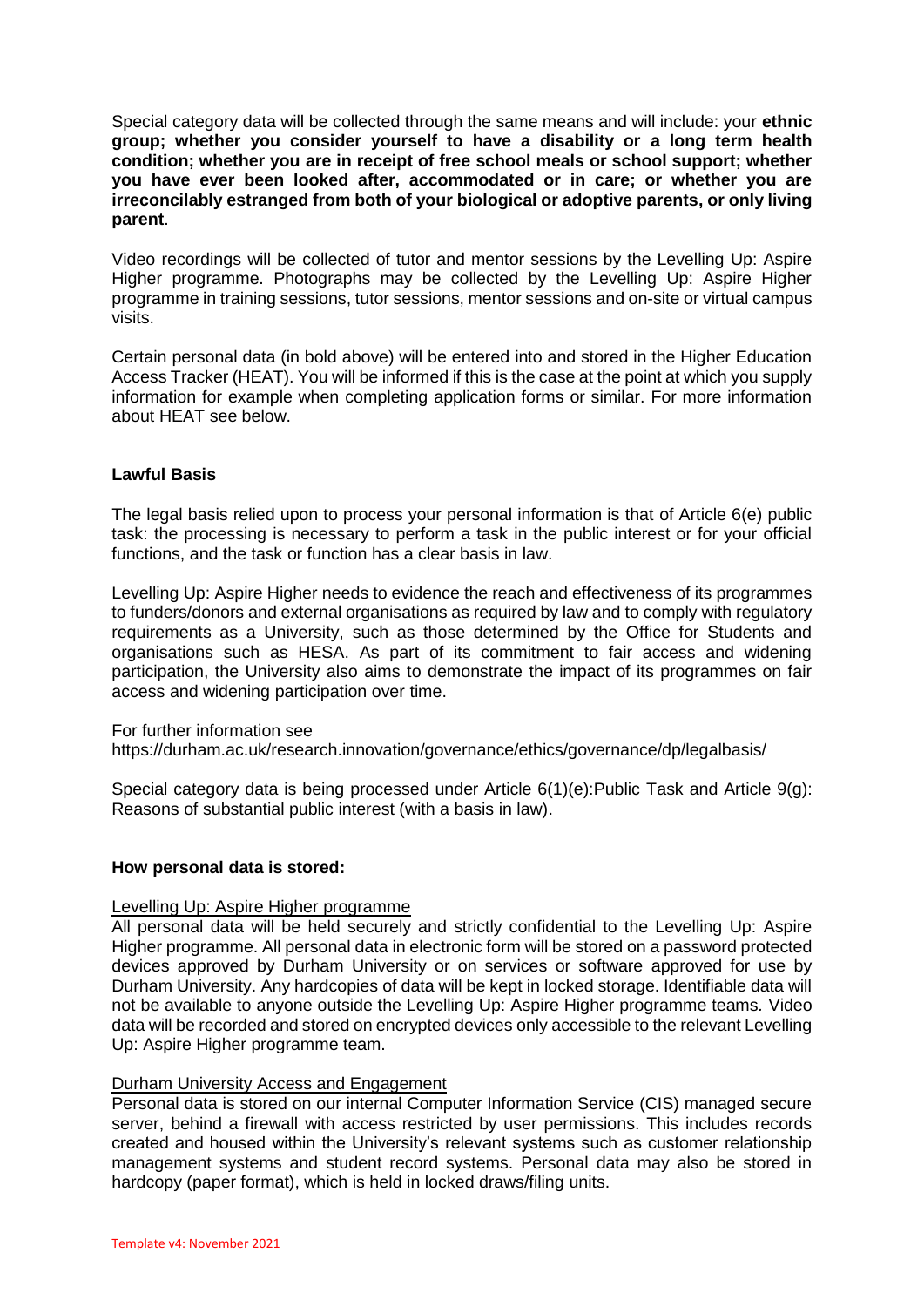Special category data will be collected through the same means and will include: your **ethnic group; whether you consider yourself to have a disability or a long term health condition; whether you are in receipt of free school meals or school support; whether you have ever been looked after, accommodated or in care; or whether you are irreconcilably estranged from both of your biological or adoptive parents, or only living parent**.

Video recordings will be collected of tutor and mentor sessions by the Levelling Up: Aspire Higher programme. Photographs may be collected by the Levelling Up: Aspire Higher programme in training sessions, tutor sessions, mentor sessions and on-site or virtual campus visits.

Certain personal data (in bold above) will be entered into and stored in the Higher Education Access Tracker (HEAT). You will be informed if this is the case at the point at which you supply information for example when completing application forms or similar. For more information about HEAT see below.

## Lawful Basis

The legal basis relied upon to process your personal information is that of Article 6(e) public task: the processing is necessary to perform a task in the public interest or for your official functions, and the task or function has a clear basis in law.

Levelling Up: Aspire Higher needs to evidence the reach and effectiveness of its programmes to funders/donors and external organisations as required by law and to comply with regulatory requirements as a University, such as those determined by the Office for Students and organisations such as HESA. As part of its commitment to fair access and widening participation, the University also aims to demonstrate the impact of its programmes on fair access and widening participation over time.

For further information see
https://durham.ac.uk/research.innovation/governance/ethics/governance/dp/legalbasis/

Special category data is being processed under Article 6(1)(e):Public Task and Article 9(g): Reasons of substantial public interest (with a basis in law).

## How personal data is stored:

Levelling Up: Aspire Higher programme

All personal data will be held securely and strictly confidential to the Levelling Up: Aspire Higher programme. All personal data in electronic form will be stored on a password protected devices approved by Durham University or on services or software approved for use by Durham University. Any hardcopies of data will be kept in locked storage. Identifiable data will not be available to anyone outside the Levelling Up: Aspire Higher programme teams. Video data will be recorded and stored on encrypted devices only accessible to the relevant Levelling Up: Aspire Higher programme team.

Durham University Access and Engagement

Personal data is stored on our internal Computer Information Service (CIS) managed secure server, behind a firewall with access restricted by user permissions. This includes records created and housed within the University's relevant systems such as customer relationship management systems and student record systems. Personal data may also be stored in hardcopy (paper format), which is held in locked draws/filing units.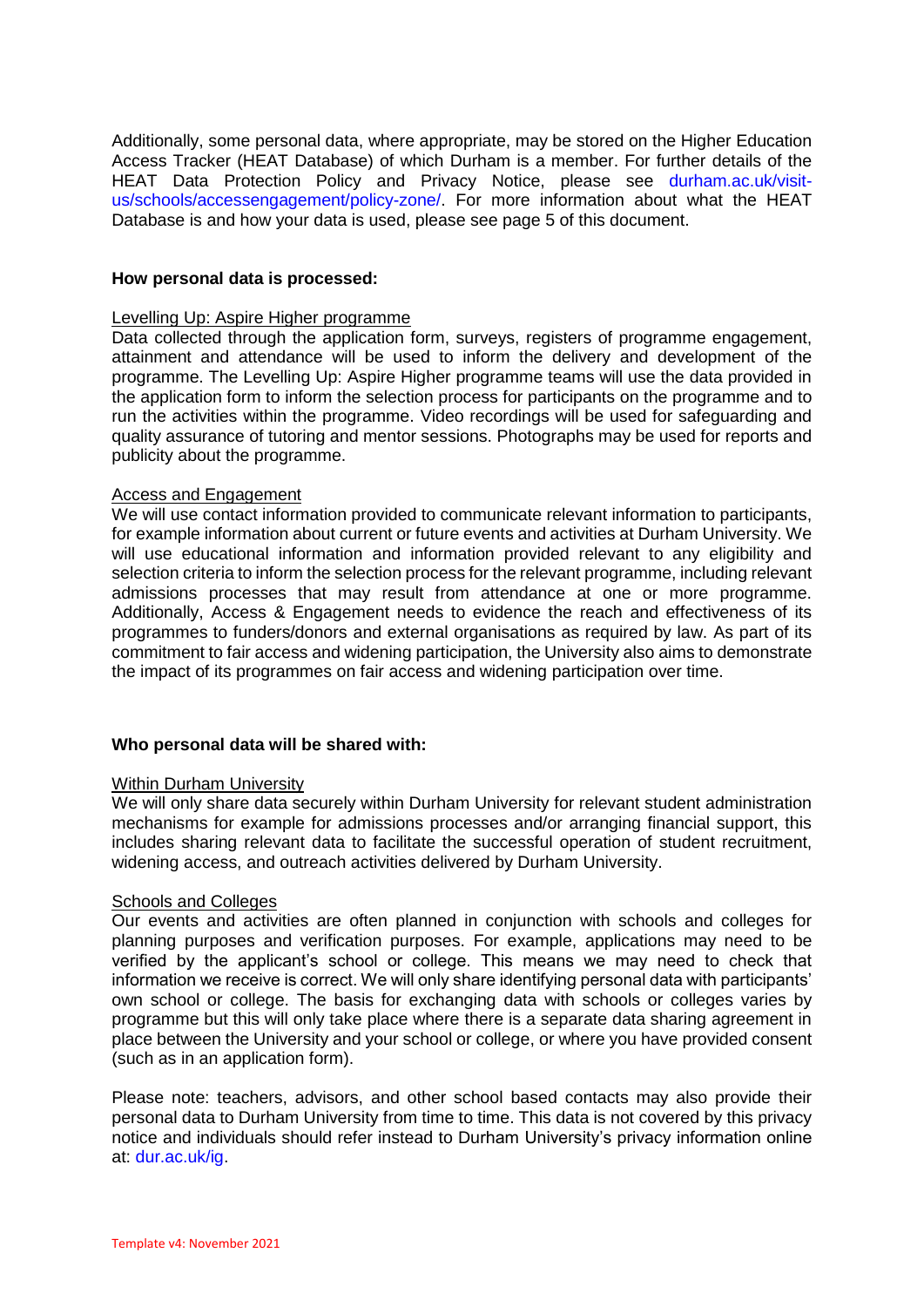Additionally, some personal data, where appropriate, may be stored on the Higher Education Access Tracker (HEAT Database) of which Durham is a member. For further details of the HEAT Data Protection Policy and Privacy Notice, please see durham.ac.uk/visit-us/schools/accessengagement/policy-zone/. For more information about what the HEAT Database is and how your data is used, please see page 5 of this document.

**How personal data is processed:**

Levelling Up: Aspire Higher programme

Data collected through the application form, surveys, registers of programme engagement, attainment and attendance will be used to inform the delivery and development of the programme. The Levelling Up: Aspire Higher programme teams will use the data provided in the application form to inform the selection process for participants on the programme and to run the activities within the programme. Video recordings will be used for safeguarding and quality assurance of tutoring and mentor sessions. Photographs may be used for reports and publicity about the programme.

Access and Engagement

We will use contact information provided to communicate relevant information to participants, for example information about current or future events and activities at Durham University. We will use educational information and information provided relevant to any eligibility and selection criteria to inform the selection process for the relevant programme, including relevant admissions processes that may result from attendance at one or more programme. Additionally, Access & Engagement needs to evidence the reach and effectiveness of its programmes to funders/donors and external organisations as required by law. As part of its commitment to fair access and widening participation, the University also aims to demonstrate the impact of its programmes on fair access and widening participation over time.

**Who personal data will be shared with:**

Within Durham University

We will only share data securely within Durham University for relevant student administration mechanisms for example for admissions processes and/or arranging financial support, this includes sharing relevant data to facilitate the successful operation of student recruitment, widening access, and outreach activities delivered by Durham University.

Schools and Colleges

Our events and activities are often planned in conjunction with schools and colleges for planning purposes and verification purposes. For example, applications may need to be verified by the applicant's school or college. This means we may need to check that information we receive is correct. We will only share identifying personal data with participants' own school or college. The basis for exchanging data with schools or colleges varies by programme but this will only take place where there is a separate data sharing agreement in place between the University and your school or college, or where you have provided consent (such as in an application form).

Please note: teachers, advisors, and other school based contacts may also provide their personal data to Durham University from time to time. This data is not covered by this privacy notice and individuals should refer instead to Durham University's privacy information online at: dur.ac.uk/ig.

Template v4: November 2021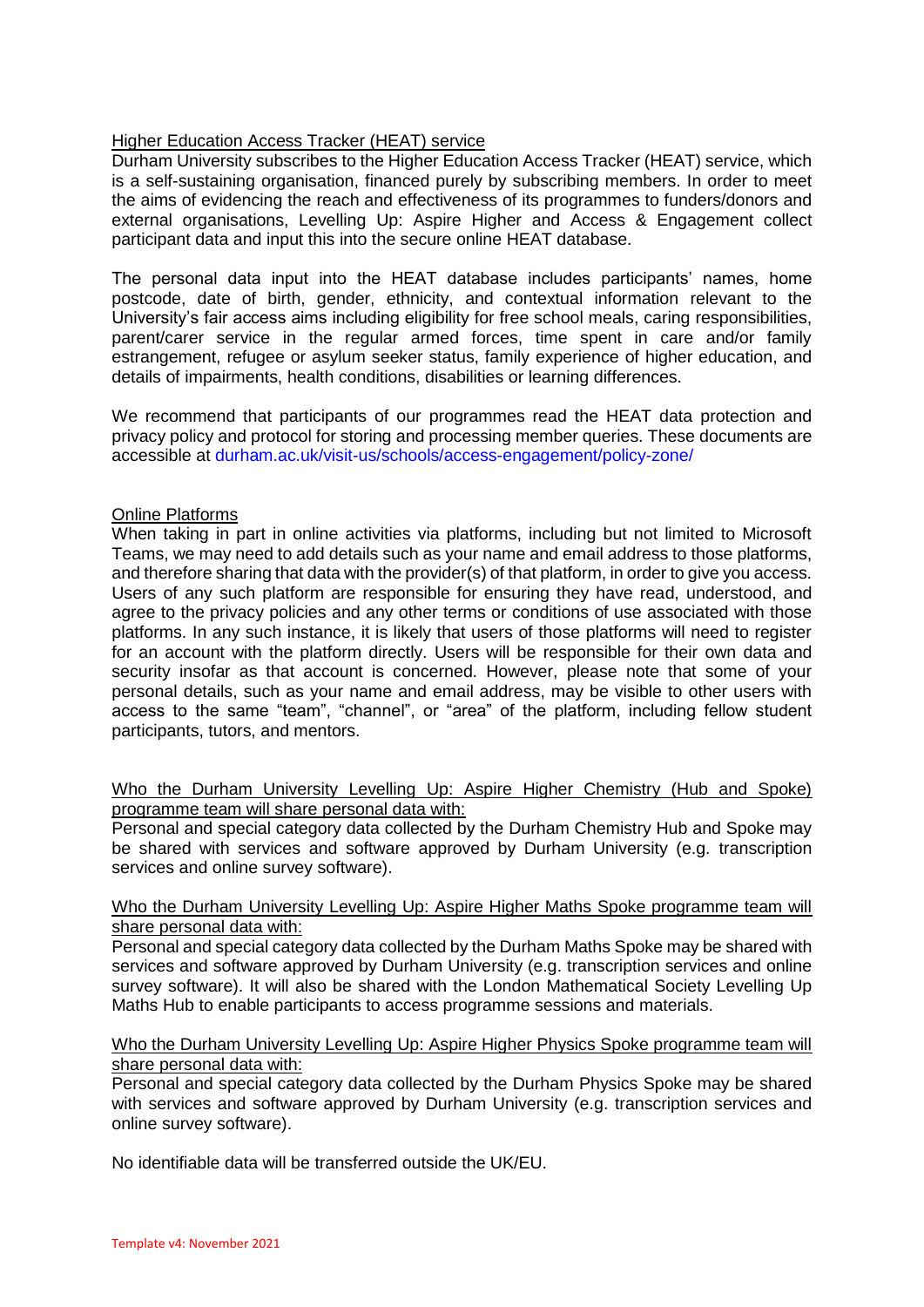## Higher Education Access Tracker (HEAT) service

Durham University subscribes to the Higher Education Access Tracker (HEAT) service, which is a self-sustaining organisation, financed purely by subscribing members. In order to meet the aims of evidencing the reach and effectiveness of its programmes to funders/donors and external organisations, Levelling Up: Aspire Higher and Access & Engagement collect participant data and input this into the secure online HEAT database.

The personal data input into the HEAT database includes participants' names, home postcode, date of birth, gender, ethnicity, and contextual information relevant to the University's fair access aims including eligibility for free school meals, caring responsibilities, parent/carer service in the regular armed forces, time spent in care and/or family estrangement, refugee or asylum seeker status, family experience of higher education, and details of impairments, health conditions, disabilities or learning differences.

We recommend that participants of our programmes read the HEAT data protection and privacy policy and protocol for storing and processing member queries. These documents are accessible at durham.ac.uk/visit-us/schools/access-engagement/policy-zone/

## Online Platforms

When taking in part in online activities via platforms, including but not limited to Microsoft Teams, we may need to add details such as your name and email address to those platforms, and therefore sharing that data with the provider(s) of that platform, in order to give you access. Users of any such platform are responsible for ensuring they have read, understood, and agree to the privacy policies and any other terms or conditions of use associated with those platforms. In any such instance, it is likely that users of those platforms will need to register for an account with the platform directly. Users will be responsible for their own data and security insofar as that account is concerned. However, please note that some of your personal details, such as your name and email address, may be visible to other users with access to the same "team", "channel", or "area" of the platform, including fellow student participants, tutors, and mentors.

## Who the Durham University Levelling Up: Aspire Higher Chemistry (Hub and Spoke) programme team will share personal data with:

Personal and special category data collected by the Durham Chemistry Hub and Spoke may be shared with services and software approved by Durham University (e.g. transcription services and online survey software).

## Who the Durham University Levelling Up: Aspire Higher Maths Spoke programme team will share personal data with:

Personal and special category data collected by the Durham Maths Spoke may be shared with services and software approved by Durham University (e.g. transcription services and online survey software). It will also be shared with the London Mathematical Society Levelling Up Maths Hub to enable participants to access programme sessions and materials.

## Who the Durham University Levelling Up: Aspire Higher Physics Spoke programme team will share personal data with:

Personal and special category data collected by the Durham Physics Spoke may be shared with services and software approved by Durham University (e.g. transcription services and online survey software).

No identifiable data will be transferred outside the UK/EU.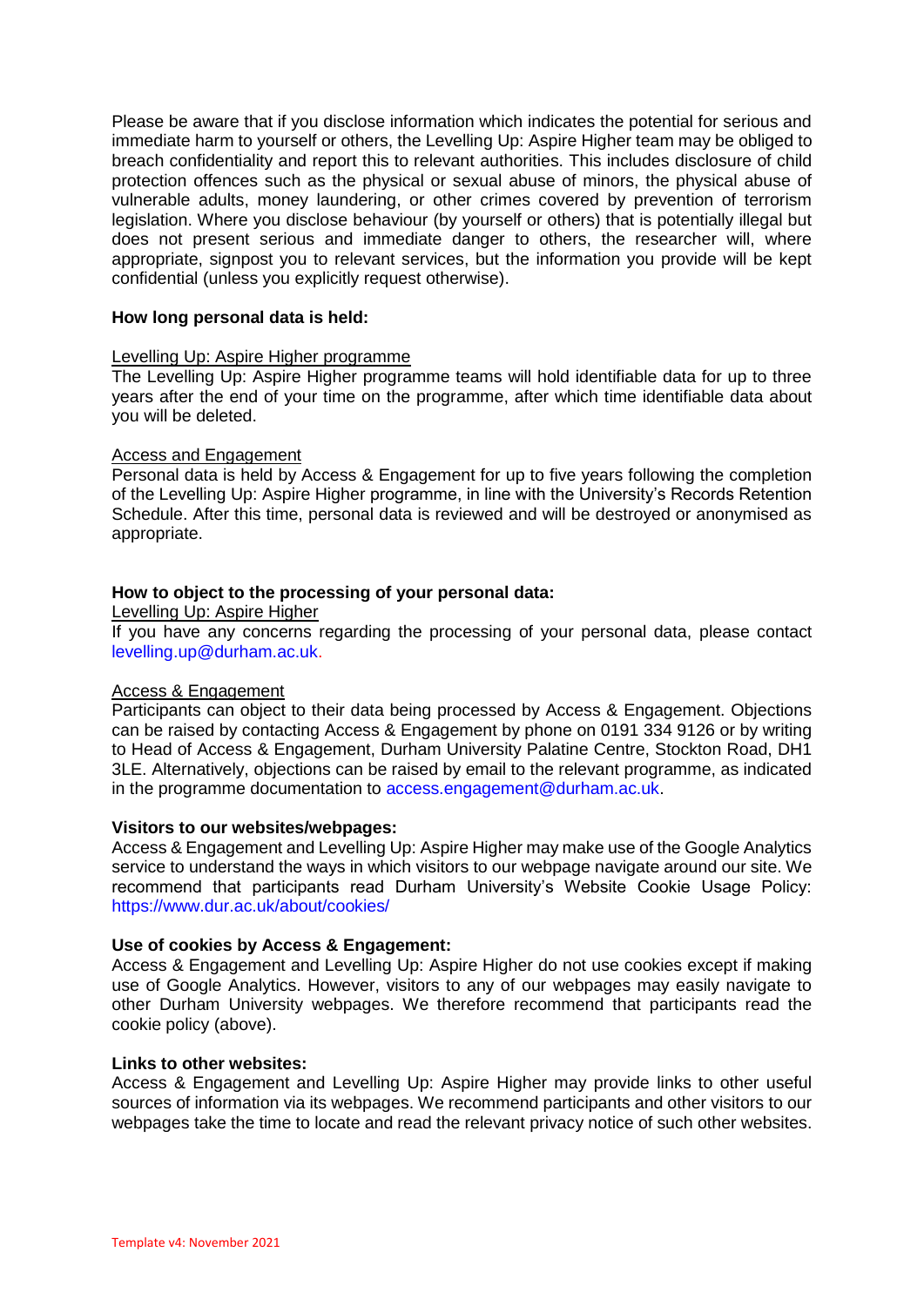Please be aware that if you disclose information which indicates the potential for serious and immediate harm to yourself or others, the Levelling Up: Aspire Higher team may be obliged to breach confidentiality and report this to relevant authorities. This includes disclosure of child protection offences such as the physical or sexual abuse of minors, the physical abuse of vulnerable adults, money laundering, or other crimes covered by prevention of terrorism legislation. Where you disclose behaviour (by yourself or others) that is potentially illegal but does not present serious and immediate danger to others, the researcher will, where appropriate, signpost you to relevant services, but the information you provide will be kept confidential (unless you explicitly request otherwise).

**How long personal data is held:**

Levelling Up: Aspire Higher programme

The Levelling Up: Aspire Higher programme teams will hold identifiable data for up to three years after the end of your time on the programme, after which time identifiable data about you will be deleted.

Access and Engagement

Personal data is held by Access & Engagement for up to five years following the completion of the Levelling Up: Aspire Higher programme, in line with the University's Records Retention Schedule. After this time, personal data is reviewed and will be destroyed or anonymised as appropriate.

**How to object to the processing of your personal data:**

Levelling Up: Aspire Higher

If you have any concerns regarding the processing of your personal data, please contact levelling.up@durham.ac.uk.

Access & Engagement

Participants can object to their data being processed by Access & Engagement. Objections can be raised by contacting Access & Engagement by phone on 0191 334 9126 or by writing to Head of Access & Engagement, Durham University Palatine Centre, Stockton Road, DH1 3LE. Alternatively, objections can be raised by email to the relevant programme, as indicated in the programme documentation to access.engagement@durham.ac.uk.

**Visitors to our websites/webpages:**

Access & Engagement and Levelling Up: Aspire Higher may make use of the Google Analytics service to understand the ways in which visitors to our webpage navigate around our site. We recommend that participants read Durham University's Website Cookie Usage Policy: https://www.dur.ac.uk/about/cookies/

**Use of cookies by Access & Engagement:**

Access & Engagement and Levelling Up: Aspire Higher do not use cookies except if making use of Google Analytics. However, visitors to any of our webpages may easily navigate to other Durham University webpages. We therefore recommend that participants read the cookie policy (above).

**Links to other websites:**

Access & Engagement and Levelling Up: Aspire Higher may provide links to other useful sources of information via its webpages. We recommend participants and other visitors to our webpages take the time to locate and read the relevant privacy notice of such other websites.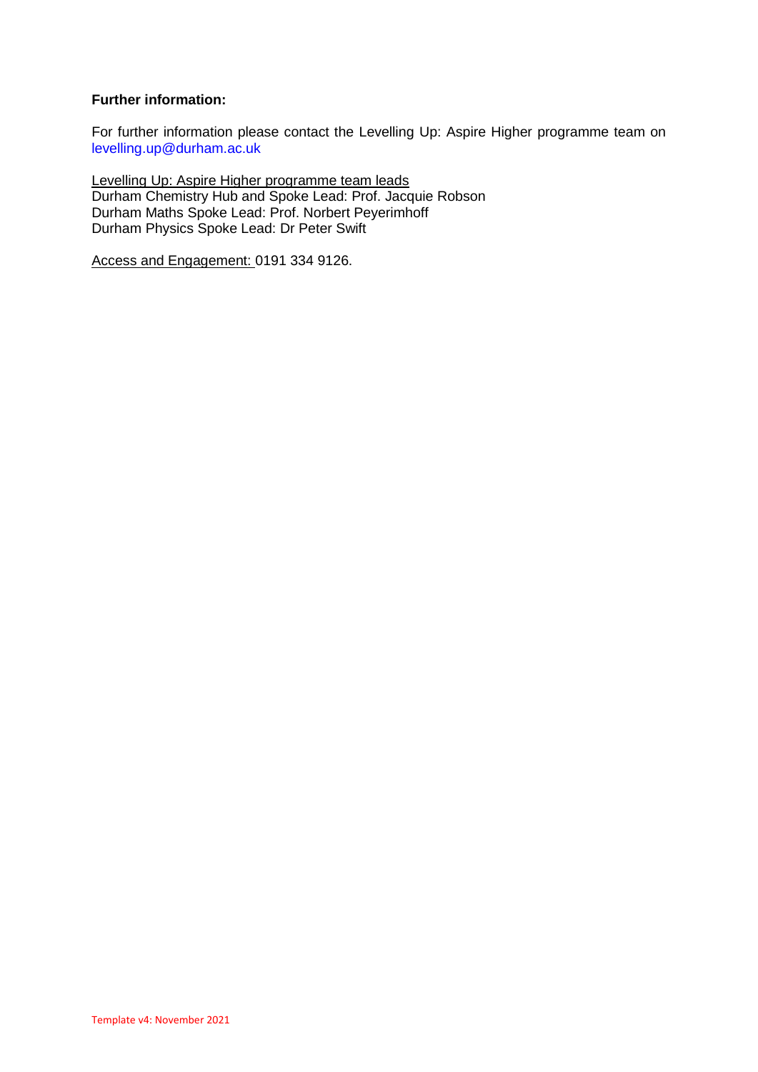**Further information:**

For further information please contact the Levelling Up: Aspire Higher programme team on levelling.up@durham.ac.uk

Levelling Up: Aspire Higher programme team leads
Durham Chemistry Hub and Spoke Lead: Prof. Jacquie Robson
Durham Maths Spoke Lead: Prof. Norbert Peyerimhoff
Durham Physics Spoke Lead: Dr Peter Swift

Access and Engagement: 0191 334 9126.